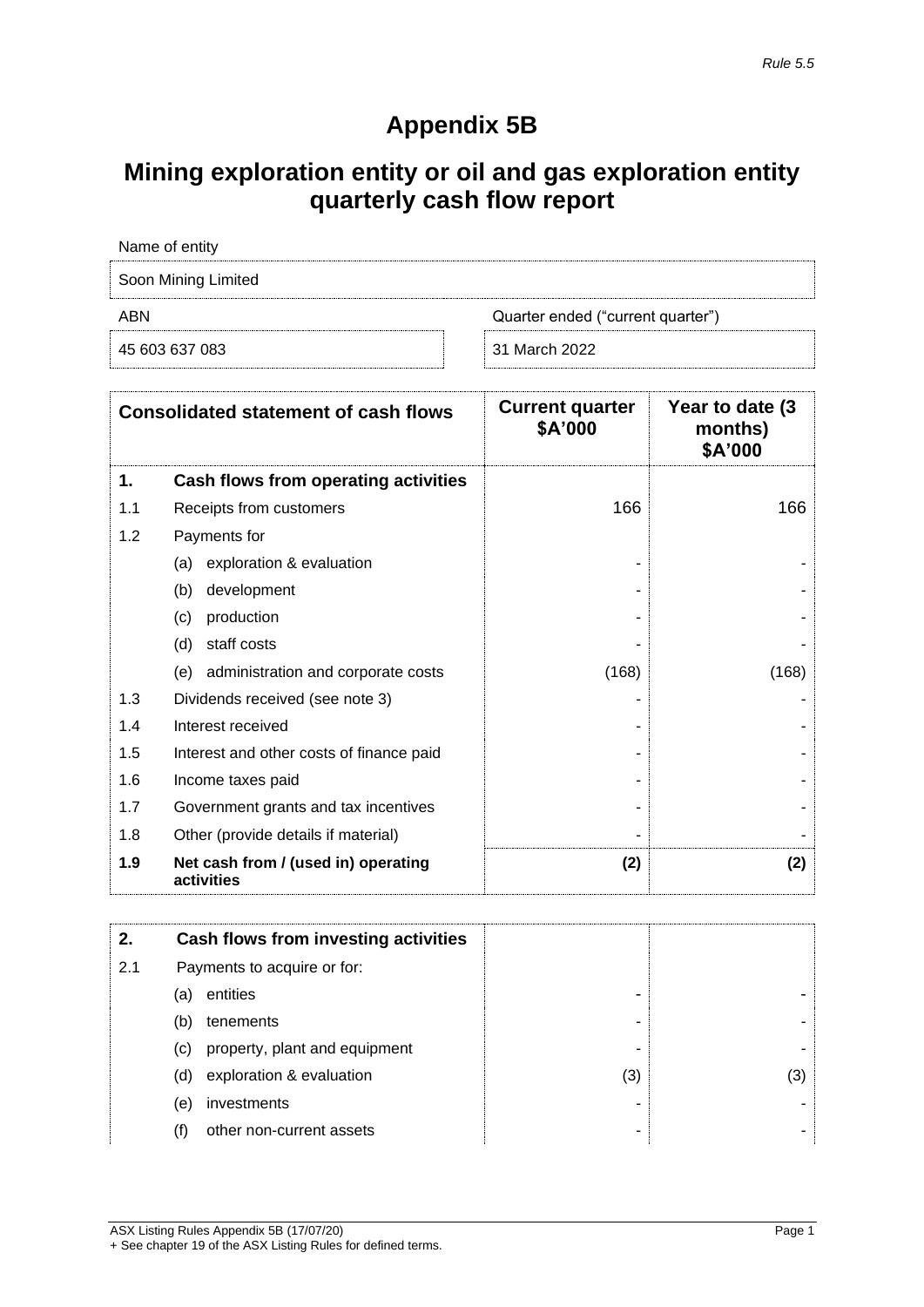*Rule 5.5*

# Appendix 5B

## Mining exploration entity or oil and gas exploration entity quarterly cash flow report

| Name of entity | |
|---|---|
| Soon Mining Limited | |
| **ABN** | **Quarter ended ("current quarter")** |
| 45 603 637 083 | 31 March 2022 |

| | **Consolidated statement of cash flows** | **Current quarter $A'000** | **Year to date (3 months) $A'000** |
|---|---|---|---|
| **1.** | **Cash flows from operating activities** | | |
| 1.1 | Receipts from customers | 166 | 166 |
| 1.2 | Payments for | | |
| | (a) exploration & evaluation | - | - |
| | (b) development | - | - |
| | (c) production | - | - |
| | (d) staff costs | - | - |
| | (e) administration and corporate costs | (168) | (168) |
| 1.3 | Dividends received (see note 3) | - | - |
| 1.4 | Interest received | - | - |
| 1.5 | Interest and other costs of finance paid | - | - |
| 1.6 | Income taxes paid | - | - |
| 1.7 | Government grants and tax incentives | - | - |
| 1.8 | Other (provide details if material) | - | - |
| **1.9** | **Net cash from / (used in) operating activities** | **(2)** | **(2)** |

| | | | |
|---|---|---|---|
| **2.** | **Cash flows from investing activities** | | |
| 2.1 | Payments to acquire or for: | | |
| | (a) entities | - | - |
| | (b) tenements | - | - |
| | (c) property, plant and equipment | - | - |
| | (d) exploration & evaluation | (3) | (3) |
| | (e) investments | - | - |
| | (f) other non-current assets | - | - |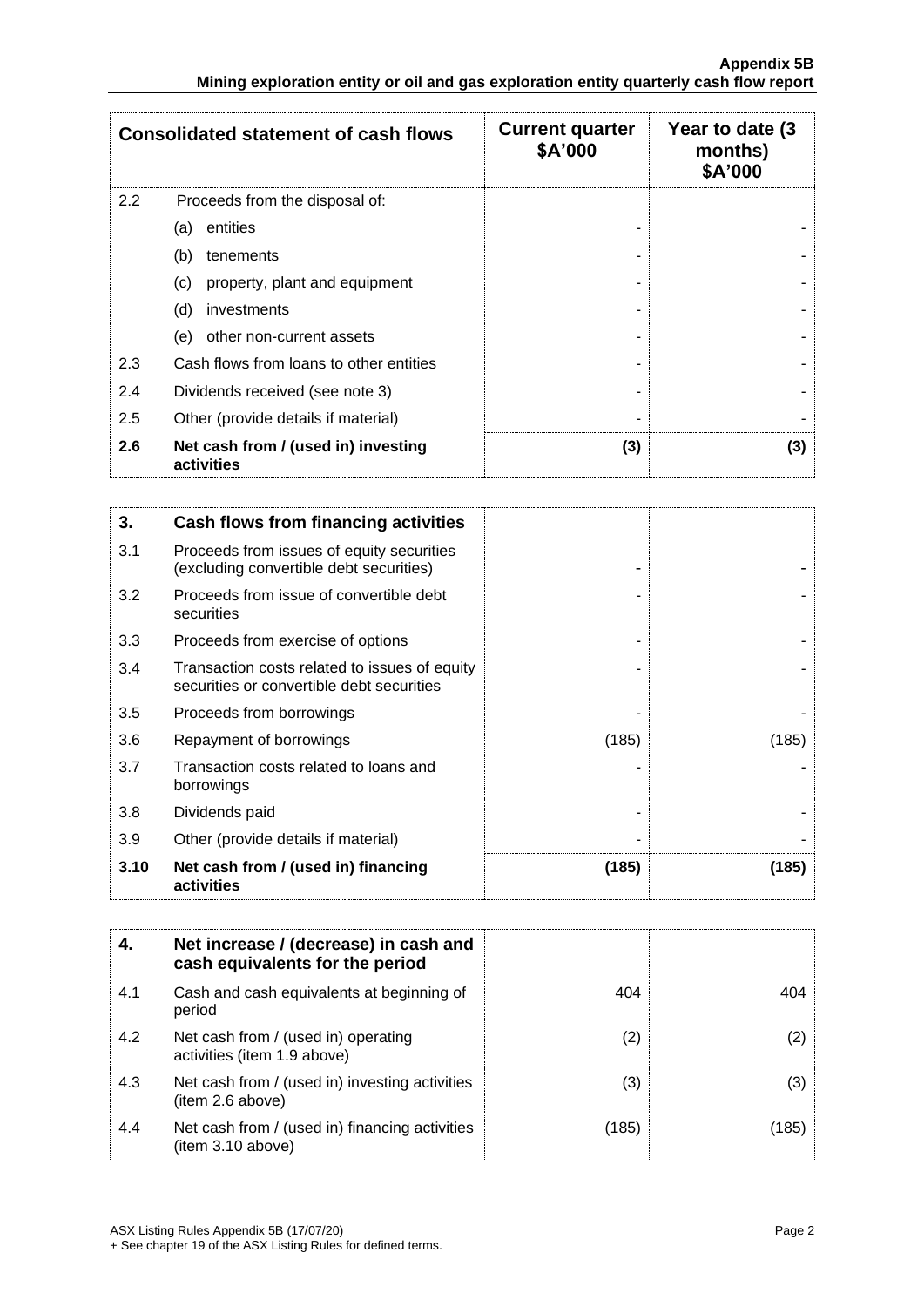| Consolidated statement of cash flows | | Current quarter $A'000 | Year to date (3 months) $A'000 |
|---|---|---|---|
| 2.2 | Proceeds from the disposal of: | | |
| | (a) entities | - | - |
| | (b) tenements | - | - |
| | (c) property, plant and equipment | - | - |
| | (d) investments | - | - |
| | (e) other non-current assets | - | - |
| 2.3 | Cash flows from loans to other entities | - | - |
| 2.4 | Dividends received (see note 3) | - | - |
| 2.5 | Other (provide details if material) | - | - |
| **2.6** | **Net cash from / (used in) investing activities** | **(3)** | **(3)** |

| 3. | Cash flows from financing activities | | |
|---|---|---|---|
| 3.1 | Proceeds from issues of equity securities (excluding convertible debt securities) | - | - |
| 3.2 | Proceeds from issue of convertible debt securities | - | - |
| 3.3 | Proceeds from exercise of options | - | - |
| 3.4 | Transaction costs related to issues of equity securities or convertible debt securities | - | - |
| 3.5 | Proceeds from borrowings | - | - |
| 3.6 | Repayment of borrowings | (185) | (185) |
| 3.7 | Transaction costs related to loans and borrowings | - | - |
| 3.8 | Dividends paid | - | - |
| 3.9 | Other (provide details if material) | - | - |
| **3.10** | **Net cash from / (used in) financing activities** | **(185)** | **(185)** |

| 4. | Net increase / (decrease) in cash and cash equivalents for the period | | |
|---|---|---|---|
| 4.1 | Cash and cash equivalents at beginning of period | 404 | 404 |
| 4.2 | Net cash from / (used in) operating activities (item 1.9 above) | (2) | (2) |
| 4.3 | Net cash from / (used in) investing activities (item 2.6 above) | (3) | (3) |
| 4.4 | Net cash from / (used in) financing activities (item 3.10 above) | (185) | (185) |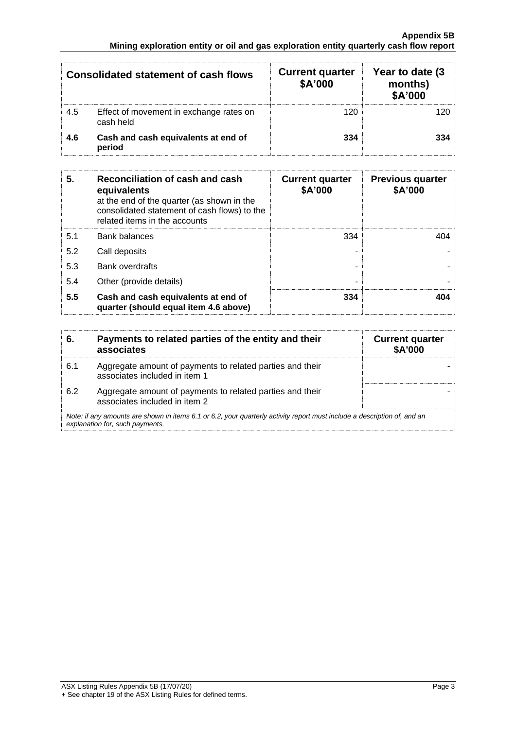| Consolidated statement of cash flows | | Current quarter $A'000 | Year to date (3 months) $A'000 |
|---|---|---|---|
| 4.5 | Effect of movement in exchange rates on cash held | 120 | 120 |
| **4.6** | **Cash and cash equivalents at end of period** | **334** | **334** |

| **5.** | **Reconciliation of cash and cash equivalents** at the end of the quarter (as shown in the consolidated statement of cash flows) to the related items in the accounts | **Current quarter $A'000** | **Previous quarter $A'000** |
|---|---|---|---|
| 5.1 | Bank balances | 334 | 404 |
| 5.2 | Call deposits | - | - |
| 5.3 | Bank overdrafts | - | - |
| 5.4 | Other (provide details) | - | - |
| **5.5** | **Cash and cash equivalents at end of quarter (should equal item 4.6 above)** | **334** | **404** |

| **6.** | **Payments to related parties of the entity and their associates** | **Current quarter $A'000** |
|---|---|---|
| 6.1 | Aggregate amount of payments to related parties and their associates included in item 1 | - |
| 6.2 | Aggregate amount of payments to related parties and their associates included in item 2 | - |

*Note: if any amounts are shown in items 6.1 or 6.2, your quarterly activity report must include a description of, and an explanation for, such payments.*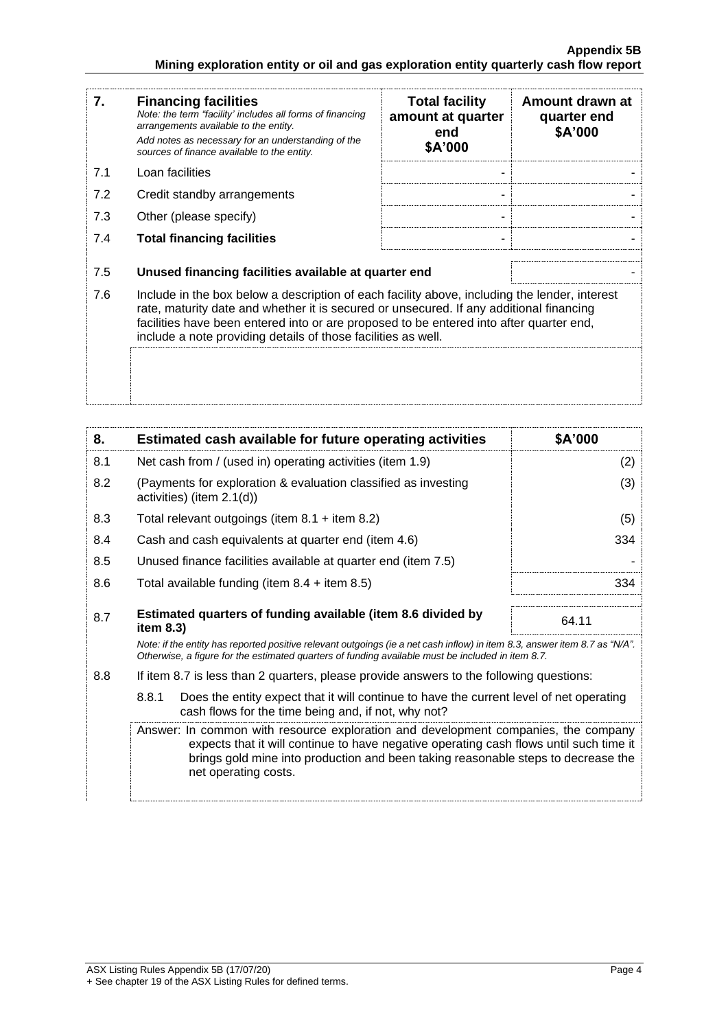| 7. | **Financing facilities**<br>*Note: the term "facility' includes all forms of financing arrangements available to the entity.*<br>*Add notes as necessary for an understanding of the sources of finance available to the entity.* | **Total facility amount at quarter end**<br>**$A'000** | **Amount drawn at quarter end**<br>**$A'000** |
|---|---|---|---|
| 7.1 | Loan facilities | - | - |
| 7.2 | Credit standby arrangements | - | - |
| 7.3 | Other (please specify) | - | - |
| 7.4 | **Total financing facilities** | - | - |

| | | |
|---|---|---|
| 7.5 | **Unused financing facilities available at quarter end** | - |

7.6 Include in the box below a description of each facility above, including the lender, interest rate, maturity date and whether it is secured or unsecured. If any additional financing facilities have been entered into or are proposed to be entered into after quarter end, include a note providing details of those facilities as well.

| 8. | **Estimated cash available for future operating activities** | **$A'000** |
|---|---|---|
| 8.1 | Net cash from / (used in) operating activities (item 1.9) | (2) |
| 8.2 | (Payments for exploration & evaluation classified as investing activities) (item 2.1(d)) | (3) |
| 8.3 | Total relevant outgoings (item 8.1 + item 8.2) | (5) |
| 8.4 | Cash and cash equivalents at quarter end (item 4.6) | 334 |
| 8.5 | Unused finance facilities available at quarter end (item 7.5) | - |
| 8.6 | Total available funding (item 8.4 + item 8.5) | 334 |
| 8.7 | **Estimated quarters of funding available (item 8.6 divided by item 8.3)** | 64.11 |

*Note: if the entity has reported positive relevant outgoings (ie a net cash inflow) in item 8.3, answer item 8.7 as "N/A". Otherwise, a figure for the estimated quarters of funding available must be included in item 8.7.*

8.8 If item 8.7 is less than 2 quarters, please provide answers to the following questions:

8.8.1 Does the entity expect that it will continue to have the current level of net operating cash flows for the time being and, if not, why not?

Answer: In common with resource exploration and development companies, the company expects that it will continue to have negative operating cash flows until such time it brings gold mine into production and been taking reasonable steps to decrease the net operating costs.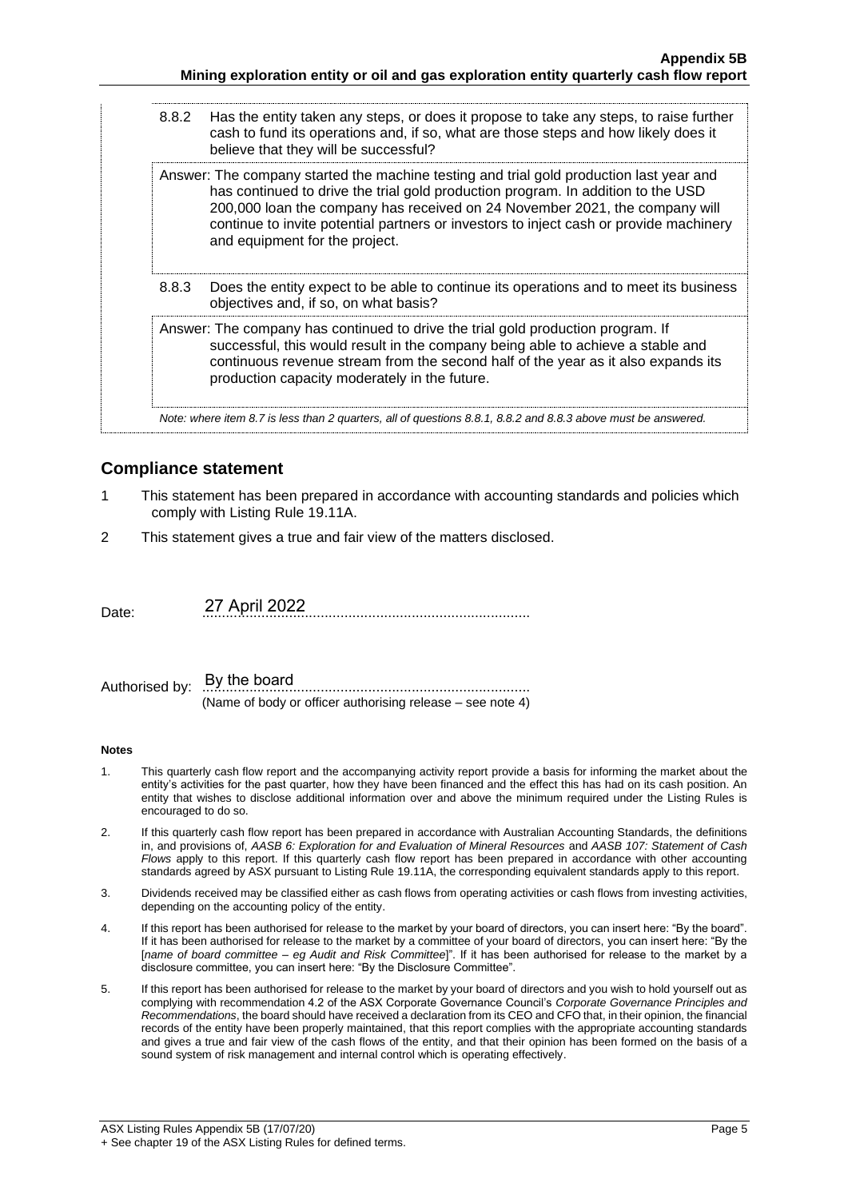| | |
|---|---|
| 8.8.2 | Has the entity taken any steps, or does it propose to take any steps, to raise further cash to fund its operations and, if so, what are those steps and how likely does it believe that they will be successful? |
| Answer: The company started the machine testing and trial gold production last year and has continued to drive the trial gold production program. In addition to the USD 200,000 loan the company has received on 24 November 2021, the company will continue to invite potential partners or investors to inject cash or provide machinery and equipment for the project. | |
| 8.8.3 | Does the entity expect to be able to continue its operations and to meet its business objectives and, if so, on what basis? |
| Answer: The company has continued to drive the trial gold production program. If successful, this would result in the company being able to achieve a stable and continuous revenue stream from the second half of the year as it also expands its production capacity moderately in the future. | |

*Note: where item 8.7 is less than 2 quarters, all of questions 8.8.1, 8.8.2 and 8.8.3 above must be answered.*

## Compliance statement

1. This statement has been prepared in accordance with accounting standards and policies which comply with Listing Rule 19.11A.
2. This statement gives a true and fair view of the matters disclosed.

Date: 27 April 2022

Authorised by: By the board
(Name of body or officer authorising release – see note 4)

#### Notes

1. This quarterly cash flow report and the accompanying activity report provide a basis for informing the market about the entity's activities for the past quarter, how they have been financed and the effect this has had on its cash position. An entity that wishes to disclose additional information over and above the minimum required under the Listing Rules is encouraged to do so.
2. If this quarterly cash flow report has been prepared in accordance with Australian Accounting Standards, the definitions in, and provisions of, *AASB 6: Exploration for and Evaluation of Mineral Resources* and *AASB 107: Statement of Cash Flows* apply to this report. If this quarterly cash flow report has been prepared in accordance with other accounting standards agreed by ASX pursuant to Listing Rule 19.11A, the corresponding equivalent standards apply to this report.
3. Dividends received may be classified either as cash flows from operating activities or cash flows from investing activities, depending on the accounting policy of the entity.
4. If this report has been authorised for release to the market by your board of directors, you can insert here: "By the board". If it has been authorised for release to the market by a committee of your board of directors, you can insert here: "By the [*name of board committee – eg Audit and Risk Committee*]". If it has been authorised for release to the market by a disclosure committee, you can insert here: "By the Disclosure Committee".
5. If this report has been authorised for release to the market by your board of directors and you wish to hold yourself out as complying with recommendation 4.2 of the ASX Corporate Governance Council's *Corporate Governance Principles and Recommendations*, the board should have received a declaration from its CEO and CFO that, in their opinion, the financial records of the entity have been properly maintained, that this report complies with the appropriate accounting standards and gives a true and fair view of the cash flows of the entity, and that their opinion has been formed on the basis of a sound system of risk management and internal control which is operating effectively.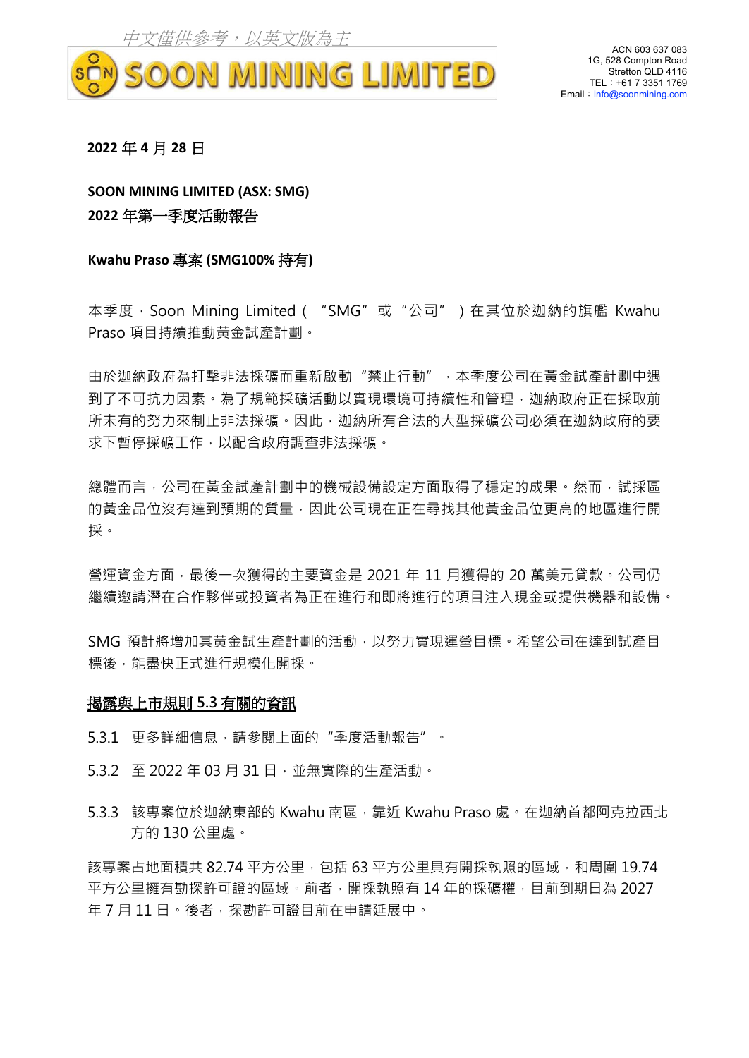中文僅供參考，以英文版為主

SOON MINING LIMITED

ACN 603 637 083
1G, 528 Compton Road
Stretton QLD 4116
TEL：+61 7 3351 1769
Email：info@soonmining.com

**2022 年 4 月 28 日**

**SOON MINING LIMITED (ASX: SMG)**
**2022 年第一季度活動報告**

**Kwahu Praso 專案 (SMG100% 持有)**

本季度，Soon Mining Limited（ “SMG” 或 “公司” ）在其位於迦納的旗艦 Kwahu Praso 項目持續推動黃金試產計劃。

由於迦納政府為打擊非法採礦而重新啟動 “禁止行動” ，本季度公司在黃金試產計劃中遇到了不可抗力因素。為了規範採礦活動以實現環境可持續性和管理，迦納政府正在採取前所未有的努力來制止非法採礦。因此，迦納所有合法的大型採礦公司必須在迦納政府的要求下暫停採礦工作，以配合政府調查非法採礦。

總體而言，公司在黃金試產計劃中的機械設備設定方面取得了穩定的成果。然而，試採區的黃金品位沒有達到預期的質量，因此公司現在正在尋找其他黃金品位更高的地區進行開採。

營運資金方面，最後一次獲得的主要資金是 2021 年 11 月獲得的 20 萬美元貸款。公司仍繼續邀請潛在合作夥伴或投資者為正在進行和即將進行的項目注入現金或提供機器和設備。

SMG 預計將增加其黃金試生產計劃的活動，以努力實現運營目標。希望公司在達到試產目標後，能盡快正式進行規模化開採。

**揭露與上市規則 5.3 有關的資訊**

5.3.1 更多詳細信息，請參閱上面的 “季度活動報告” 。

5.3.2 至 2022 年 03 月 31 日，並無實際的生產活動。

5.3.3 該專案位於迦納東部的 Kwahu 南區，靠近 Kwahu Praso 處。在迦納首都阿克拉西北方的 130 公里處。

該專案占地面積共 82.74 平方公里，包括 63 平方公里具有開採執照的區域，和周圍 19.74 平方公里擁有勘探許可證的區域。前者，開採執照有 14 年的採礦權，目前到期日為 2027 年 7 月 11 日。後者，探勘許可證目前在申請延展中。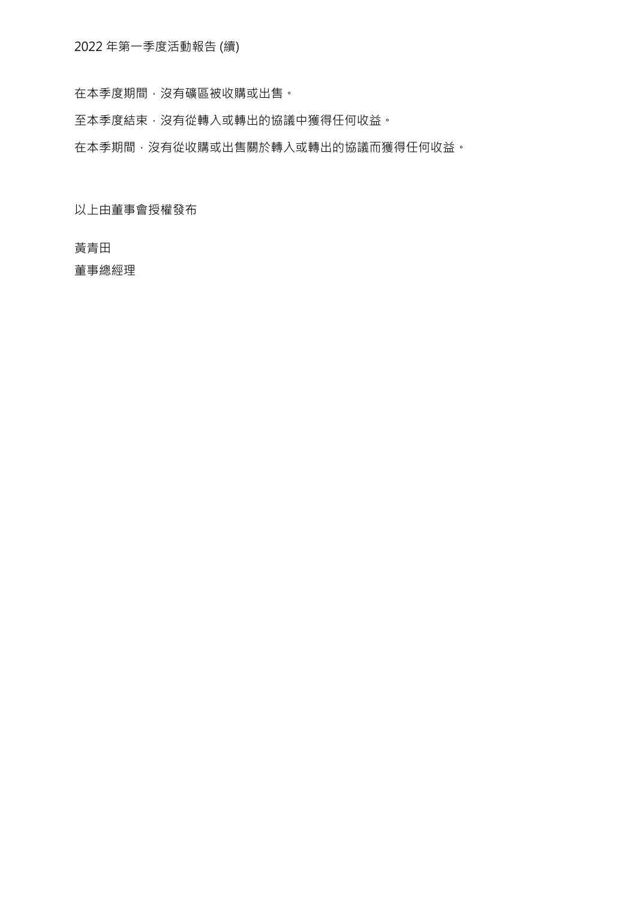在本季度期間，沒有礦區被收購或出售。

至本季度結束，沒有從轉入或轉出的協議中獲得任何收益。

在本季期間，沒有從收購或出售關於轉入或轉出的協議而獲得任何收益。

以上由董事會授權發布

黃青田

董事總經理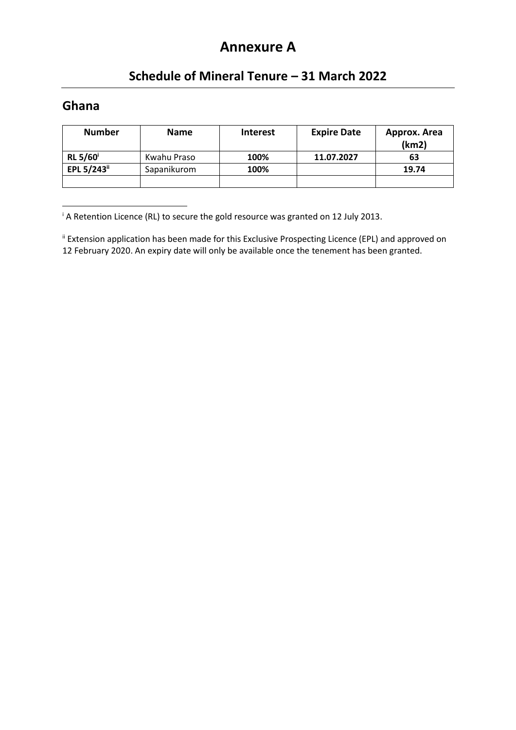# Annexure A

## Schedule of Mineral Tenure – 31 March 2022

## Ghana

| Number | Name | Interest | Expire Date | Approx. Area (km2) |
|---|---|---|---|---|
| **RL 5/60**[i] | Kwahu Praso | **100%** | **11.07.2027** | **63** |
| **EPL 5/243**[ii] | Sapanikurom | **100%** | | **19.74** |
| | | | | |

[i] A Retention Licence (RL) to secure the gold resource was granted on 12 July 2013.

[ii] Extension application has been made for this Exclusive Prospecting Licence (EPL) and approved on 12 February 2020. An expiry date will only be available once the tenement has been granted.